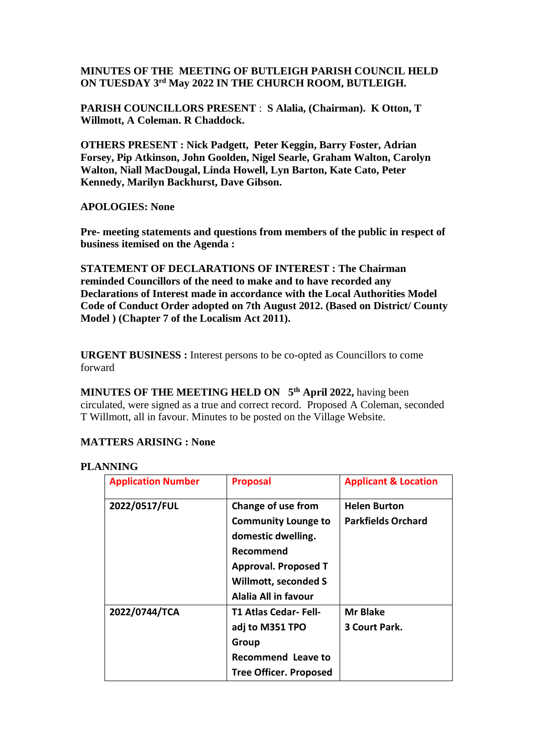**MINUTES OF THE MEETING OF BUTLEIGH PARISH COUNCIL HELD ON TUESDAY 3rd May 2022 IN THE CHURCH ROOM, BUTLEIGH.**

**PARISH COUNCILLORS PRESENT** : **S Alalia, (Chairman). K Otton, T Willmott, A Coleman. R Chaddock.**

**OTHERS PRESENT : Nick Padgett, Peter Keggin, Barry Foster, Adrian Forsey, Pip Atkinson, John Goolden, Nigel Searle, Graham Walton, Carolyn Walton, Niall MacDougal, Linda Howell, Lyn Barton, Kate Cato, Peter Kennedy, Marilyn Backhurst, Dave Gibson.**

**APOLOGIES: None**

**Pre- meeting statements and questions from members of the public in respect of business itemised on the Agenda :**

**STATEMENT OF DECLARATIONS OF INTEREST : The Chairman reminded Councillors of the need to make and to have recorded any Declarations of Interest made in accordance with the Local Authorities Model Code of Conduct Order adopted on 7th August 2012. (Based on District/ County Model ) (Chapter 7 of the Localism Act 2011).**

**URGENT BUSINESS :** Interest persons to be co-opted as Councillors to come forward

**MINUTES OF THE MEETING HELD ON 5th April 2022,** having been circulated, were signed as a true and correct record. Proposed A Coleman, seconded T Willmott, all in favour. Minutes to be posted on the Village Website.

**MATTERS ARISING : None**

**PLANNING**

| Application Number | Proposal | Applicant & Location |
|---|---|---|
| **2022/0517/FUL** | **Change of use from Community Lounge to domestic dwelling. Recommend Approval. Proposed T Willmott, seconded S Alalia All in favour** | **Helen Burton Parkfields Orchard** |
| **2022/0744/TCA** | **T1 Atlas Cedar- Fell- adj to M351 TPO Group Recommend Leave to Tree Officer. Proposed** | **Mr Blake 3 Court Park.** |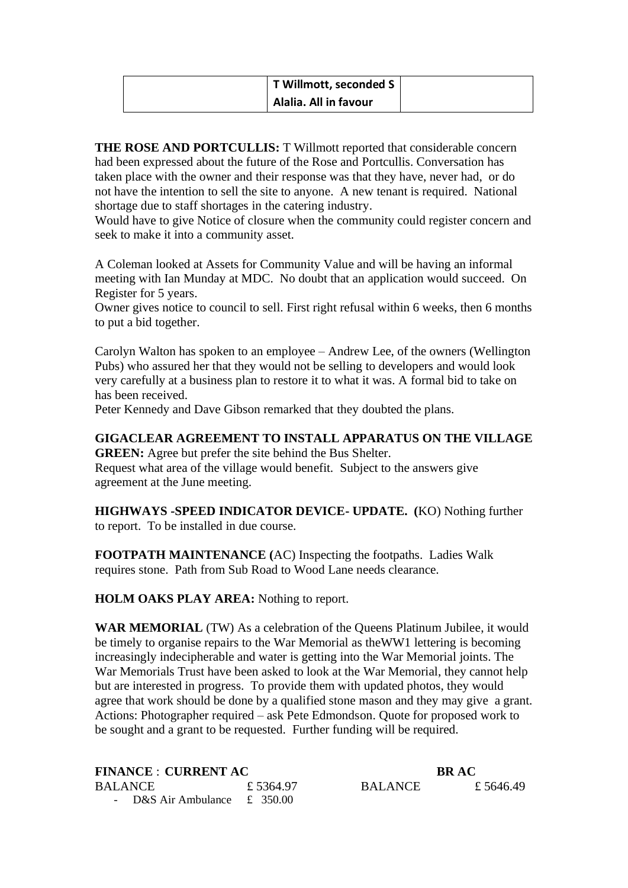|  | T Willmott, seconded S Alalia. All in favour |  |
|---|---|---|

**THE ROSE AND PORTCULLIS:** T Willmott reported that considerable concern had been expressed about the future of the Rose and Portcullis. Conversation has taken place with the owner and their response was that they have, never had, or do not have the intention to sell the site to anyone. A new tenant is required. National shortage due to staff shortages in the catering industry.
Would have to give Notice of closure when the community could register concern and seek to make it into a community asset.

A Coleman looked at Assets for Community Value and will be having an informal meeting with Ian Munday at MDC. No doubt that an application would succeed. On Register for 5 years.
Owner gives notice to council to sell. First right refusal within 6 weeks, then 6 months to put a bid together.

Carolyn Walton has spoken to an employee – Andrew Lee, of the owners (Wellington Pubs) who assured her that they would not be selling to developers and would look very carefully at a business plan to restore it to what it was. A formal bid to take on has been received.
Peter Kennedy and Dave Gibson remarked that they doubted the plans.

**GIGACLEAR AGREEMENT TO INSTALL APPARATUS ON THE VILLAGE GREEN:** Agree but prefer the site behind the Bus Shelter.
Request what area of the village would benefit. Subject to the answers give agreement at the June meeting.

**HIGHWAYS -SPEED INDICATOR DEVICE- UPDATE. (**KO) Nothing further to report. To be installed in due course.

**FOOTPATH MAINTENANCE (**AC) Inspecting the footpaths. Ladies Walk requires stone. Path from Sub Road to Wood Lane needs clearance.

**HOLM OAKS PLAY AREA:** Nothing to report.

**WAR MEMORIAL** (TW) As a celebration of the Queens Platinum Jubilee, it would be timely to organise repairs to the War Memorial as theWW1 lettering is becoming increasingly indecipherable and water is getting into the War Memorial joints. The War Memorials Trust have been asked to look at the War Memorial, they cannot help but are interested in progress. To provide them with updated photos, they would agree that work should be done by a qualified stone mason and they may give a grant. Actions: Photographer required – ask Pete Edmondson. Quote for proposed work to be sought and a grant to be requested. Further funding will be required.

| **FINANCE** : **CURRENT AC** |  | **BR AC** |  |
|---|---|---|---|
| BALANCE | £ 5364.97 | BALANCE | £ 5646.49 |
| - D&S Air Ambulance | £ 350.00 |  |  |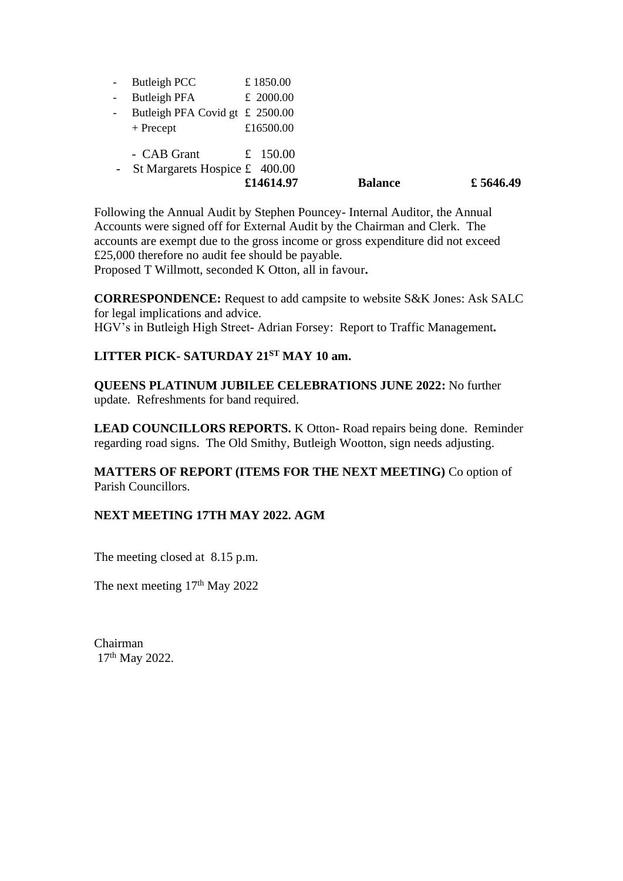| | | | | |
|---|---|---|---|---|
| - | Butleigh PCC | £ 1850.00 | | |
| - | Butleigh PFA | £ 2000.00 | | |
| - | Butleigh PFA Covid gt | £ 2500.00 | | |
| | + Precept | £16500.00 | | |
| | - CAB Grant | £ 150.00 | | |
| - | St Margarets Hospice | £ 400.00 | | |
| | | **£14614.97** | **Balance** | **£ 5646.49** |

Following the Annual Audit by Stephen Pouncey- Internal Auditor, the Annual Accounts were signed off for External Audit by the Chairman and Clerk. The accounts are exempt due to the gross income or gross expenditure did not exceed £25,000 therefore no audit fee should be payable.
Proposed T Willmott, seconded K Otton, all in favour**.**

**CORRESPONDENCE:** Request to add campsite to website S&K Jones: Ask SALC for legal implications and advice.
HGV's in Butleigh High Street- Adrian Forsey: Report to Traffic Management**.**

**LITTER PICK- SATURDAY 21ST MAY 10 am.**

**QUEENS PLATINUM JUBILEE CELEBRATIONS JUNE 2022:** No further update. Refreshments for band required.

**LEAD COUNCILLORS REPORTS.** K Otton- Road repairs being done. Reminder regarding road signs. The Old Smithy, Butleigh Wootton, sign needs adjusting.

**MATTERS OF REPORT (ITEMS FOR THE NEXT MEETING)** Co option of Parish Councillors.

**NEXT MEETING 17TH MAY 2022. AGM**

The meeting closed at 8.15 p.m.

The next meeting 17th May 2022

Chairman
17th May 2022.